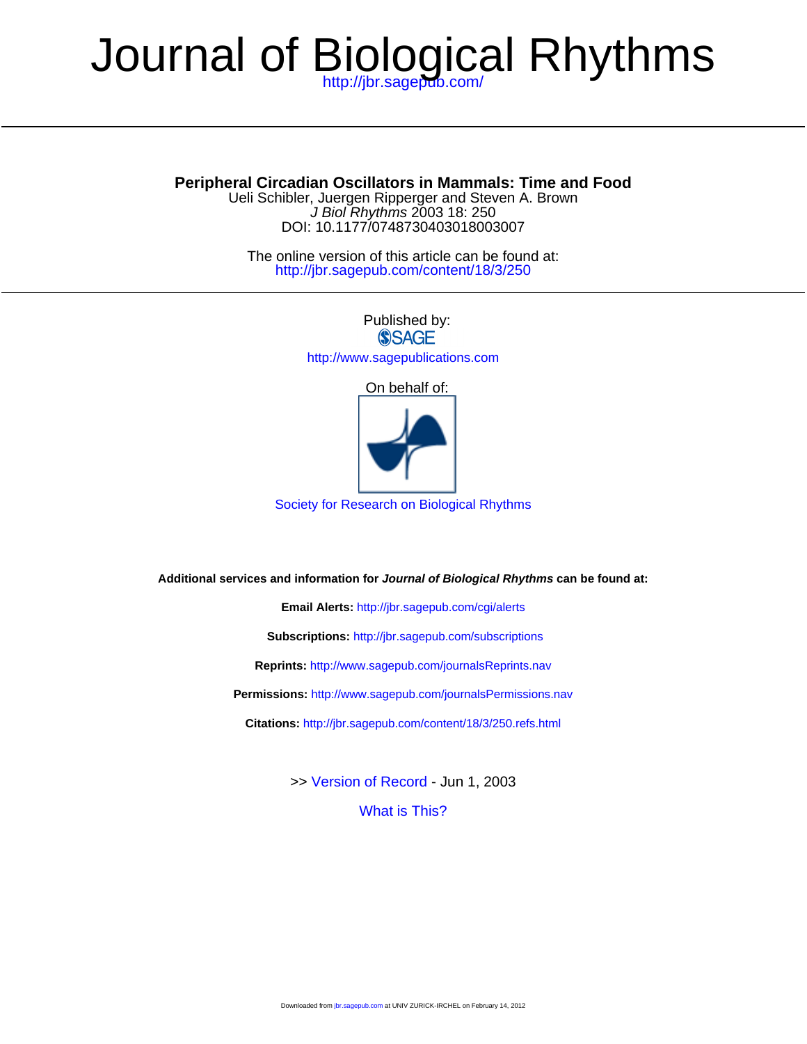# Journal of Biological Rhythms

http://jbr.sagepub.com/

## Peripheral Circadian Oscillators in Mammals: Time and Food

Ueli Schibler, Juergen Ripperger and Steven A. Brown

*J Biol Rhythms* 2003 18: 250

DOI: 10.1177/0748730403018003007

The online version of this article can be found at:
http://jbr.sagepub.com/content/18/3/250

Published by:

SAGE

http://www.sagepublications.com

On behalf of:

Society for Research on Biological Rhythms

**Additional services and information for *Journal of Biological Rhythms* can be found at:**

**Email Alerts:** http://jbr.sagepub.com/cgi/alerts

**Subscriptions:** http://jbr.sagepub.com/subscriptions

**Reprints:** http://www.sagepub.com/journalsReprints.nav

**Permissions:** http://www.sagepub.com/journalsPermissions.nav

**Citations:** http://jbr.sagepub.com/content/18/3/250.refs.html

>> Version of Record - Jun 1, 2003

What is This?

Downloaded from jbr.sagepub.com at UNIV ZURICK-IRCHEL on February 14, 2012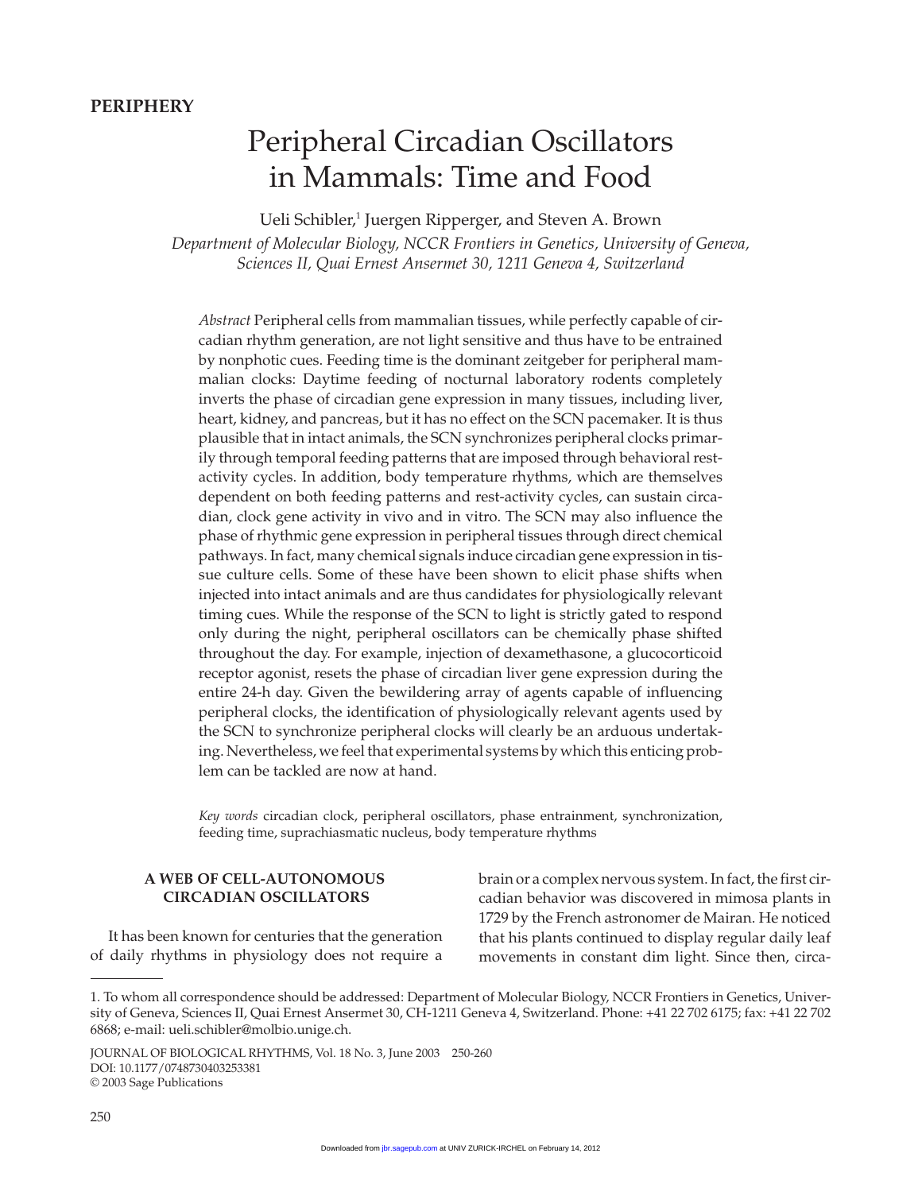**PERIPHERY**

# Peripheral Circadian Oscillators in Mammals: Time and Food

Ueli Schibler,[1] Juergen Ripperger, and Steven A. Brown

*Department of Molecular Biology, NCCR Frontiers in Genetics, University of Geneva, Sciences II, Quai Ernest Ansermet 30, 1211 Geneva 4, Switzerland*

*Abstract* Peripheral cells from mammalian tissues, while perfectly capable of circadian rhythm generation, are not light sensitive and thus have to be entrained by nonphotic cues. Feeding time is the dominant zeitgeber for peripheral mammalian clocks: Daytime feeding of nocturnal laboratory rodents completely inverts the phase of circadian gene expression in many tissues, including liver, heart, kidney, and pancreas, but it has no effect on the SCN pacemaker. It is thus plausible that in intact animals, the SCN synchronizes peripheral clocks primarily through temporal feeding patterns that are imposed through behavioral rest-activity cycles. In addition, body temperature rhythms, which are themselves dependent on both feeding patterns and rest-activity cycles, can sustain circadian, clock gene activity in vivo and in vitro. The SCN may also influence the phase of rhythmic gene expression in peripheral tissues through direct chemical pathways. In fact, many chemical signals induce circadian gene expression in tissue culture cells. Some of these have been shown to elicit phase shifts when injected into intact animals and are thus candidates for physiologically relevant timing cues. While the response of the SCN to light is strictly gated to respond only during the night, peripheral oscillators can be chemically phase shifted throughout the day. For example, injection of dexamethasone, a glucocorticoid receptor agonist, resets the phase of circadian liver gene expression during the entire 24-h day. Given the bewildering array of agents capable of influencing peripheral clocks, the identification of physiologically relevant agents used by the SCN to synchronize peripheral clocks will clearly be an arduous undertaking. Nevertheless, we feel that experimental systems by which this enticing problem can be tackled are now at hand.

*Key words* circadian clock, peripheral oscillators, phase entrainment, synchronization, feeding time, suprachiasmatic nucleus, body temperature rhythms

## A WEB OF CELL-AUTONOMOUS CIRCADIAN OSCILLATORS

It has been known for centuries that the generation of daily rhythms in physiology does not require a brain or a complex nervous system. In fact, the first circadian behavior was discovered in mimosa plants in 1729 by the French astronomer de Mairan. He noticed that his plants continued to display regular daily leaf movements in constant dim light. Since then, circa-

1. To whom all correspondence should be addressed: Department of Molecular Biology, NCCR Frontiers in Genetics, University of Geneva, Sciences II, Quai Ernest Ansermet 30, CH-1211 Geneva 4, Switzerland. Phone: +41 22 702 6175; fax: +41 22 702 6868; e-mail: ueli.schibler@molbio.unige.ch.

JOURNAL OF BIOLOGICAL RHYTHMS, Vol. 18 No. 3, June 2003 250-260
DOI: 10.1177/0748730403253381
© 2003 Sage Publications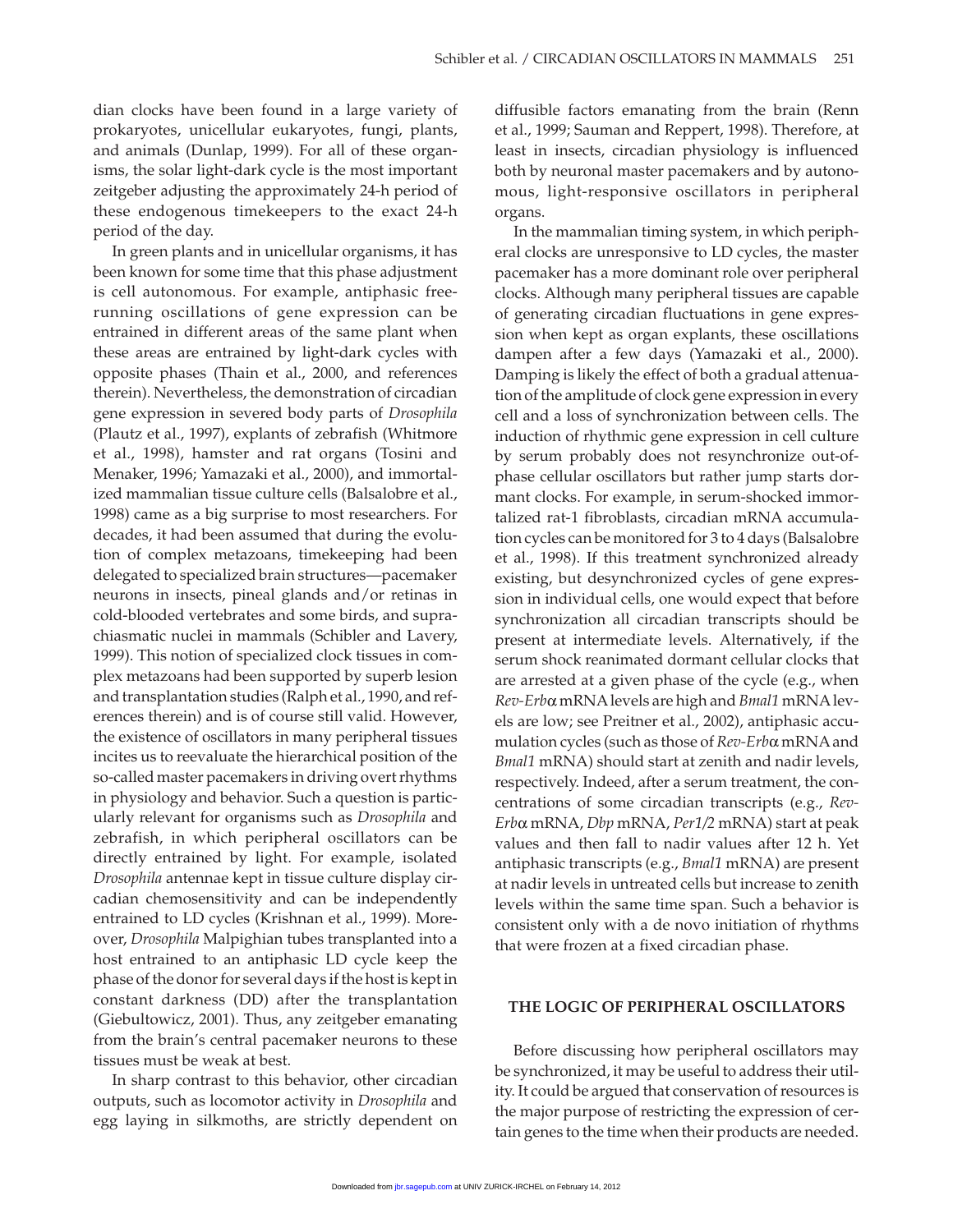dian clocks have been found in a large variety of prokaryotes, unicellular eukaryotes, fungi, plants, and animals (Dunlap, 1999). For all of these organisms, the solar light-dark cycle is the most important zeitgeber adjusting the approximately 24-h period of these endogenous timekeepers to the exact 24-h period of the day.

In green plants and in unicellular organisms, it has been known for some time that this phase adjustment is cell autonomous. For example, antiphasic free-running oscillations of gene expression can be entrained in different areas of the same plant when these areas are entrained by light-dark cycles with opposite phases (Thain et al., 2000, and references therein). Nevertheless, the demonstration of circadian gene expression in severed body parts of *Drosophila* (Plautz et al., 1997), explants of zebrafish (Whitmore et al., 1998), hamster and rat organs (Tosini and Menaker, 1996; Yamazaki et al., 2000), and immortalized mammalian tissue culture cells (Balsalobre et al., 1998) came as a big surprise to most researchers. For decades, it had been assumed that during the evolution of complex metazoans, timekeeping had been delegated to specialized brain structures—pacemaker neurons in insects, pineal glands and/or retinas in cold-blooded vertebrates and some birds, and suprachiasmatic nuclei in mammals (Schibler and Lavery, 1999). This notion of specialized clock tissues in complex metazoans had been supported by superb lesion and transplantation studies (Ralph et al., 1990, and references therein) and is of course still valid. However, the existence of oscillators in many peripheral tissues incites us to reevaluate the hierarchical position of the so-called master pacemakers in driving overt rhythms in physiology and behavior. Such a question is particularly relevant for organisms such as *Drosophila* and zebrafish, in which peripheral oscillators can be directly entrained by light. For example, isolated *Drosophila* antennae kept in tissue culture display circadian chemosensitivity and can be independently entrained to LD cycles (Krishnan et al., 1999). Moreover, *Drosophila* Malpighian tubes transplanted into a host entrained to an antiphasic LD cycle keep the phase of the donor for several days if the host is kept in constant darkness (DD) after the transplantation (Giebultowicz, 2001). Thus, any zeitgeber emanating from the brain's central pacemaker neurons to these tissues must be weak at best.

In sharp contrast to this behavior, other circadian outputs, such as locomotor activity in *Drosophila* and egg laying in silkmoths, are strictly dependent on diffusible factors emanating from the brain (Renn et al., 1999; Sauman and Reppert, 1998). Therefore, at least in insects, circadian physiology is influenced both by neuronal master pacemakers and by autonomous, light-responsive oscillators in peripheral organs.

In the mammalian timing system, in which peripheral clocks are unresponsive to LD cycles, the master pacemaker has a more dominant role over peripheral clocks. Although many peripheral tissues are capable of generating circadian fluctuations in gene expression when kept as organ explants, these oscillations dampen after a few days (Yamazaki et al., 2000). Damping is likely the effect of both a gradual attenuation of the amplitude of clock gene expression in every cell and a loss of synchronization between cells. The induction of rhythmic gene expression in cell culture by serum probably does not resynchronize out-of-phase cellular oscillators but rather jump starts dormant clocks. For example, in serum-shocked immortalized rat-1 fibroblasts, circadian mRNA accumulation cycles can be monitored for 3 to 4 days (Balsalobre et al., 1998). If this treatment synchronized already existing, but desynchronized cycles of gene expression in individual cells, one would expect that before synchronization all circadian transcripts should be present at intermediate levels. Alternatively, if the serum shock reanimated dormant cellular clocks that are arrested at a given phase of the cycle (e.g., when *Rev-Erb*α mRNA levels are high and *Bmal1* mRNA levels are low; see Preitner et al., 2002), antiphasic accumulation cycles (such as those of *Rev-Erb*α mRNA and *Bmal1* mRNA) should start at zenith and nadir levels, respectively. Indeed, after a serum treatment, the concentrations of some circadian transcripts (e.g., *Rev-Erb*α mRNA, *Dbp* mRNA, *Per1/2* mRNA) start at peak values and then fall to nadir values after 12 h. Yet antiphasic transcripts (e.g., *Bmal1* mRNA) are present at nadir levels in untreated cells but increase to zenith levels within the same time span. Such a behavior is consistent only with a de novo initiation of rhythms that were frozen at a fixed circadian phase.

## THE LOGIC OF PERIPHERAL OSCILLATORS

Before discussing how peripheral oscillators may be synchronized, it may be useful to address their utility. It could be argued that conservation of resources is the major purpose of restricting the expression of certain genes to the time when their products are needed.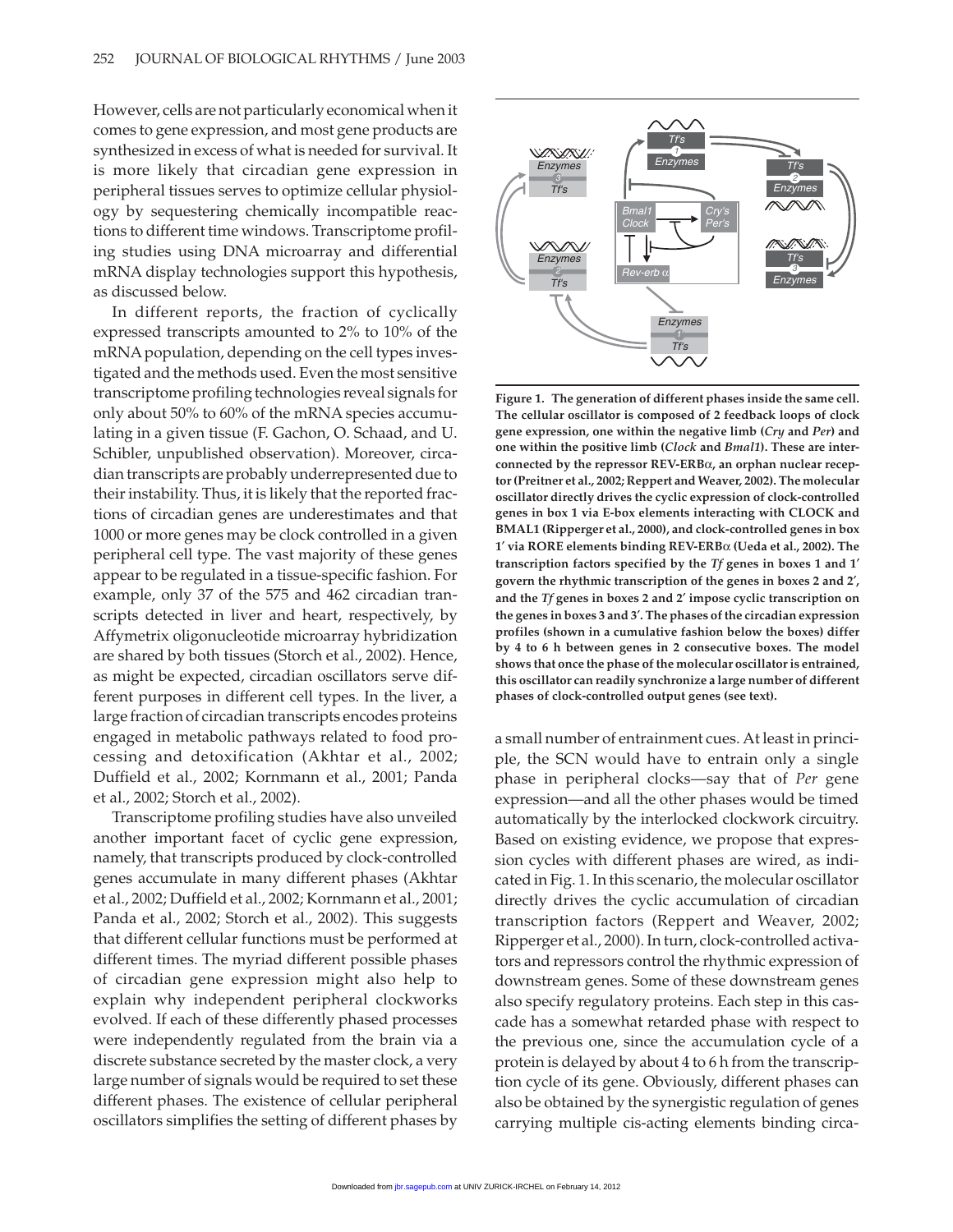However, cells are not particularly economical when it comes to gene expression, and most gene products are synthesized in excess of what is needed for survival. It is more likely that circadian gene expression in peripheral tissues serves to optimize cellular physiology by sequestering chemically incompatible reactions to different time windows. Transcriptome profiling studies using DNA microarray and differential mRNA display technologies support this hypothesis, as discussed below.

In different reports, the fraction of cyclically expressed transcripts amounted to 2% to 10% of the mRNA population, depending on the cell types investigated and the methods used. Even the most sensitive transcriptome profiling technologies reveal signals for only about 50% to 60% of the mRNA species accumulating in a given tissue (F. Gachon, O. Schaad, and U. Schibler, unpublished observation). Moreover, circadian transcripts are probably underrepresented due to their instability. Thus, it is likely that the reported fractions of circadian genes are underestimates and that 1000 or more genes may be clock controlled in a given peripheral cell type. The vast majority of these genes appear to be regulated in a tissue-specific fashion. For example, only 37 of the 575 and 462 circadian transcripts detected in liver and heart, respectively, by Affymetrix oligonucleotide microarray hybridization are shared by both tissues (Storch et al., 2002). Hence, as might be expected, circadian oscillators serve different purposes in different cell types. In the liver, a large fraction of circadian transcripts encodes proteins engaged in metabolic pathways related to food processing and detoxification (Akhtar et al., 2002; Duffield et al., 2002; Kornmann et al., 2001; Panda et al., 2002; Storch et al., 2002).

Transcriptome profiling studies have also unveiled another important facet of cyclic gene expression, namely, that transcripts produced by clock-controlled genes accumulate in many different phases (Akhtar et al., 2002; Duffield et al., 2002; Kornmann et al., 2001; Panda et al., 2002; Storch et al., 2002). This suggests that different cellular functions must be performed at different times. The myriad different possible phases of circadian gene expression might also help to explain why independent peripheral clockworks evolved. If each of these differently phased processes were independently regulated from the brain via a discrete substance secreted by the master clock, a very large number of signals would be required to set these different phases. The existence of cellular peripheral oscillators simplifies the setting of different phases by a small number of entrainment cues. At least in principle, the SCN would have to entrain only a single phase in peripheral clocks—say that of *Per* gene expression—and all the other phases would be timed automatically by the interlocked clockwork circuitry. Based on existing evidence, we propose that expression cycles with different phases are wired, as indicated in Fig. 1. In this scenario, the molecular oscillator directly drives the cyclic accumulation of circadian transcription factors (Reppert and Weaver, 2002; Ripperger et al., 2000). In turn, clock-controlled activators and repressors control the rhythmic expression of downstream genes. Some of these downstream genes also specify regulatory proteins. Each step in this cascade has a somewhat retarded phase with respect to the previous one, since the accumulation cycle of a protein is delayed by about 4 to 6 h from the transcription cycle of its gene. Obviously, different phases can also be obtained by the synergistic regulation of genes carrying multiple cis-acting elements binding circa-

**Figure 1. The generation of different phases inside the same cell. The cellular oscillator is composed of 2 feedback loops of clock gene expression, one within the negative limb (*Cry* and *Per*) and one within the positive limb (*Clock* and *Bmal1*). These are interconnected by the repressor REV-ERBα, an orphan nuclear receptor (Preitner et al., 2002; Reppert and Weaver, 2002). The molecular oscillator directly drives the cyclic expression of clock-controlled genes in box 1 via E-box elements interacting with CLOCK and BMAL1 (Ripperger et al., 2000), and clock-controlled genes in box 1′ via RORE elements binding REV-ERBα (Ueda et al., 2002). The transcription factors specified by the *Tf* genes in boxes 1 and 1′ govern the rhythmic transcription of the genes in boxes 2 and 2′, and the *Tf* genes in boxes 2 and 2′ impose cyclic transcription on the genes in boxes 3 and 3′. The phases of the circadian expression profiles (shown in a cumulative fashion below the boxes) differ by 4 to 6 h between genes in 2 consecutive boxes. The model shows that once the phase of the molecular oscillator is entrained, this oscillator can readily synchronize a large number of different phases of clock-controlled output genes (see text).**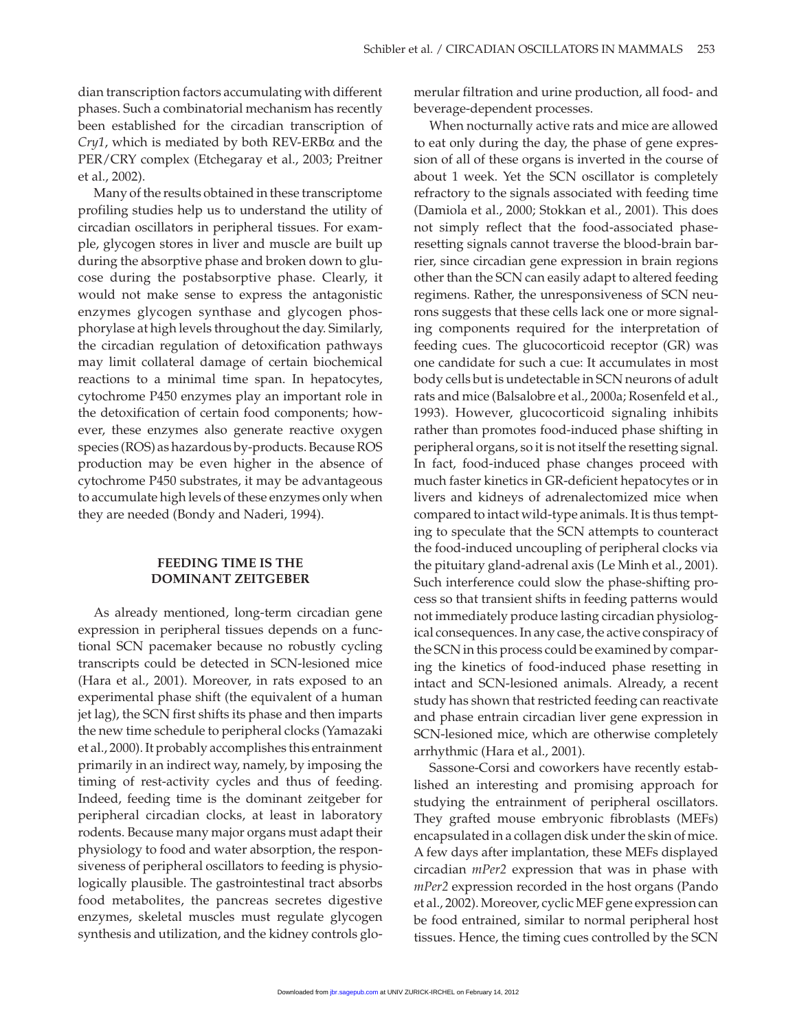dian transcription factors accumulating with different phases. Such a combinatorial mechanism has recently been established for the circadian transcription of *Cry1*, which is mediated by both REV-ERBα and the PER/CRY complex (Etchegaray et al., 2003; Preitner et al., 2002).

Many of the results obtained in these transcriptome profiling studies help us to understand the utility of circadian oscillators in peripheral tissues. For example, glycogen stores in liver and muscle are built up during the absorptive phase and broken down to glucose during the postabsorptive phase. Clearly, it would not make sense to express the antagonistic enzymes glycogen synthase and glycogen phosphorylase at high levels throughout the day. Similarly, the circadian regulation of detoxification pathways may limit collateral damage of certain biochemical reactions to a minimal time span. In hepatocytes, cytochrome P450 enzymes play an important role in the detoxification of certain food components; however, these enzymes also generate reactive oxygen species (ROS) as hazardous by-products. Because ROS production may be even higher in the absence of cytochrome P450 substrates, it may be advantageous to accumulate high levels of these enzymes only when they are needed (Bondy and Naderi, 1994).

## FEEDING TIME IS THE DOMINANT ZEITGEBER

As already mentioned, long-term circadian gene expression in peripheral tissues depends on a functional SCN pacemaker because no robustly cycling transcripts could be detected in SCN-lesioned mice (Hara et al., 2001). Moreover, in rats exposed to an experimental phase shift (the equivalent of a human jet lag), the SCN first shifts its phase and then imparts the new time schedule to peripheral clocks (Yamazaki et al., 2000). It probably accomplishes this entrainment primarily in an indirect way, namely, by imposing the timing of rest-activity cycles and thus of feeding. Indeed, feeding time is the dominant zeitgeber for peripheral circadian clocks, at least in laboratory rodents. Because many major organs must adapt their physiology to food and water absorption, the responsiveness of peripheral oscillators to feeding is physiologically plausible. The gastrointestinal tract absorbs food metabolites, the pancreas secretes digestive enzymes, skeletal muscles must regulate glycogen synthesis and utilization, and the kidney controls glomerular filtration and urine production, all food- and beverage-dependent processes.

When nocturnally active rats and mice are allowed to eat only during the day, the phase of gene expression of all of these organs is inverted in the course of about 1 week. Yet the SCN oscillator is completely refractory to the signals associated with feeding time (Damiola et al., 2000; Stokkan et al., 2001). This does not simply reflect that the food-associated phase-resetting signals cannot traverse the blood-brain barrier, since circadian gene expression in brain regions other than the SCN can easily adapt to altered feeding regimens. Rather, the unresponsiveness of SCN neurons suggests that these cells lack one or more signaling components required for the interpretation of feeding cues. The glucocorticoid receptor (GR) was one candidate for such a cue: It accumulates in most body cells but is undetectable in SCN neurons of adult rats and mice (Balsalobre et al., 2000a; Rosenfeld et al., 1993). However, glucocorticoid signaling inhibits rather than promotes food-induced phase shifting in peripheral organs, so it is not itself the resetting signal. In fact, food-induced phase changes proceed with much faster kinetics in GR-deficient hepatocytes or in livers and kidneys of adrenalectomized mice when compared to intact wild-type animals. It is thus tempting to speculate that the SCN attempts to counteract the food-induced uncoupling of peripheral clocks via the pituitary gland-adrenal axis (Le Minh et al., 2001). Such interference could slow the phase-shifting process so that transient shifts in feeding patterns would not immediately produce lasting circadian physiological consequences. In any case, the active conspiracy of the SCN in this process could be examined by comparing the kinetics of food-induced phase resetting in intact and SCN-lesioned animals. Already, a recent study has shown that restricted feeding can reactivate and phase entrain circadian liver gene expression in SCN-lesioned mice, which are otherwise completely arrhythmic (Hara et al., 2001).

Sassone-Corsi and coworkers have recently established an interesting and promising approach for studying the entrainment of peripheral oscillators. They grafted mouse embryonic fibroblasts (MEFs) encapsulated in a collagen disk under the skin of mice. A few days after implantation, these MEFs displayed circadian *mPer2* expression that was in phase with *mPer2* expression recorded in the host organs (Pando et al., 2002). Moreover, cyclic MEF gene expression can be food entrained, similar to normal peripheral host tissues. Hence, the timing cues controlled by the SCN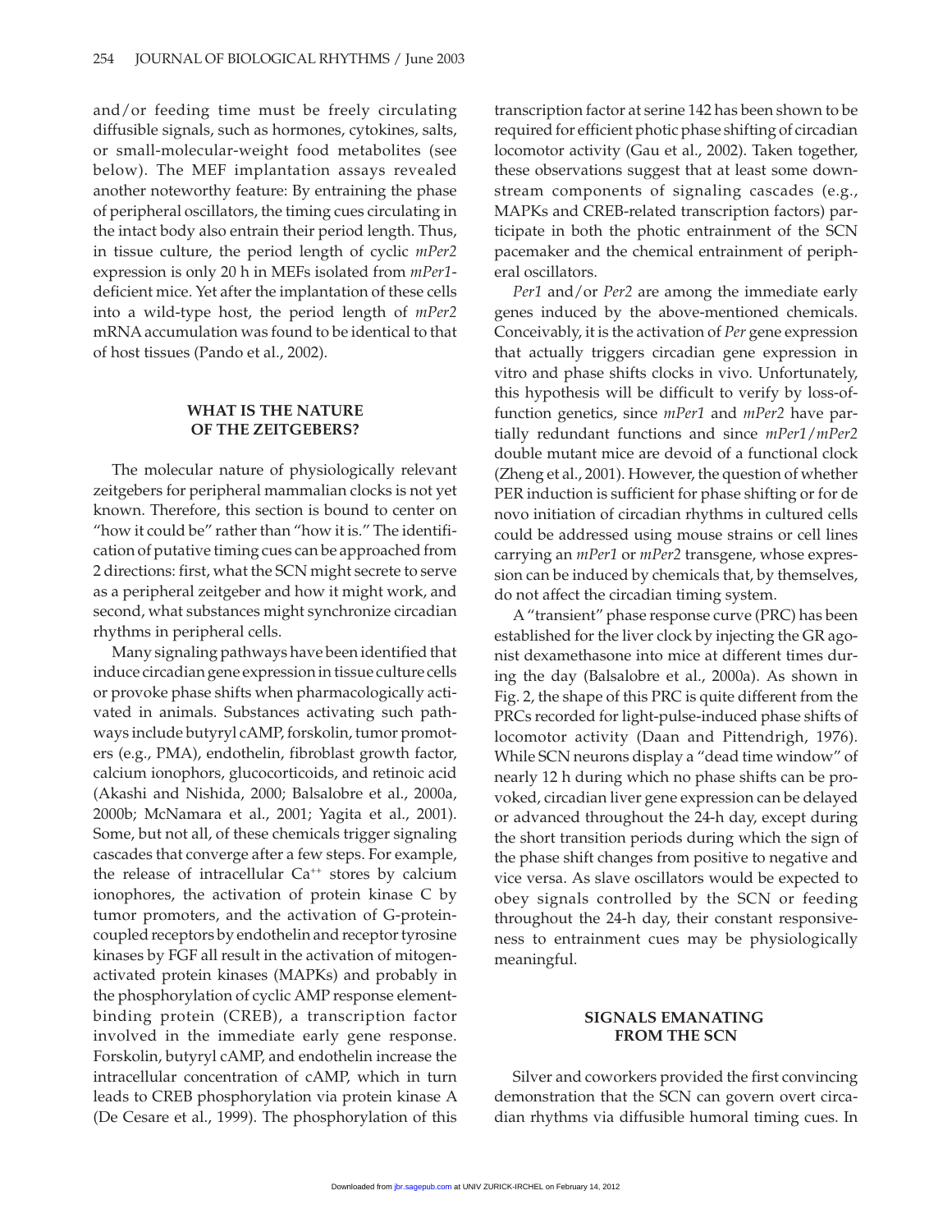and/or feeding time must be freely circulating diffusible signals, such as hormones, cytokines, salts, or small-molecular-weight food metabolites (see below). The MEF implantation assays revealed another noteworthy feature: By entraining the phase of peripheral oscillators, the timing cues circulating in the intact body also entrain their period length. Thus, in tissue culture, the period length of cyclic *mPer2* expression is only 20 h in MEFs isolated from *mPer1*-deficient mice. Yet after the implantation of these cells into a wild-type host, the period length of *mPer2* mRNA accumulation was found to be identical to that of host tissues (Pando et al., 2002).

## WHAT IS THE NATURE OF THE ZEITGEBERS?

The molecular nature of physiologically relevant zeitgebers for peripheral mammalian clocks is not yet known. Therefore, this section is bound to center on "how it could be" rather than "how it is." The identification of putative timing cues can be approached from 2 directions: first, what the SCN might secrete to serve as a peripheral zeitgeber and how it might work, and second, what substances might synchronize circadian rhythms in peripheral cells.

Many signaling pathways have been identified that induce circadian gene expression in tissue culture cells or provoke phase shifts when pharmacologically activated in animals. Substances activating such pathways include butyryl cAMP, forskolin, tumor promoters (e.g., PMA), endothelin, fibroblast growth factor, calcium ionophors, glucocorticoids, and retinoic acid (Akashi and Nishida, 2000; Balsalobre et al., 2000a, 2000b; McNamara et al., 2001; Yagita et al., 2001). Some, but not all, of these chemicals trigger signaling cascades that converge after a few steps. For example, the release of intracellular $Ca^{++}$ stores by calcium ionophores, the activation of protein kinase C by tumor promoters, and the activation of G-protein-coupled receptors by endothelin and receptor tyrosine kinases by FGF all result in the activation of mitogen-activated protein kinases (MAPKs) and probably in the phosphorylation of cyclic AMP response element-binding protein (CREB), a transcription factor involved in the immediate early gene response. Forskolin, butyryl cAMP, and endothelin increase the intracellular concentration of cAMP, which in turn leads to CREB phosphorylation via protein kinase A (De Cesare et al., 1999). The phosphorylation of this transcription factor at serine 142 has been shown to be required for efficient photic phase shifting of circadian locomotor activity (Gau et al., 2002). Taken together, these observations suggest that at least some downstream components of signaling cascades (e.g., MAPKs and CREB-related transcription factors) participate in both the photic entrainment of the SCN pacemaker and the chemical entrainment of peripheral oscillators.

*Per1* and/or *Per2* are among the immediate early genes induced by the above-mentioned chemicals. Conceivably, it is the activation of *Per* gene expression that actually triggers circadian gene expression in vitro and phase shifts clocks in vivo. Unfortunately, this hypothesis will be difficult to verify by loss-of-function genetics, since *mPer1* and *mPer2* have partially redundant functions and since *mPer1*/*mPer2* double mutant mice are devoid of a functional clock (Zheng et al., 2001). However, the question of whether PER induction is sufficient for phase shifting or for de novo initiation of circadian rhythms in cultured cells could be addressed using mouse strains or cell lines carrying an *mPer1* or *mPer2* transgene, whose expression can be induced by chemicals that, by themselves, do not affect the circadian timing system.

A "transient" phase response curve (PRC) has been established for the liver clock by injecting the GR agonist dexamethasone into mice at different times during the day (Balsalobre et al., 2000a). As shown in Fig. 2, the shape of this PRC is quite different from the PRCs recorded for light-pulse-induced phase shifts of locomotor activity (Daan and Pittendrigh, 1976). While SCN neurons display a "dead time window" of nearly 12 h during which no phase shifts can be provoked, circadian liver gene expression can be delayed or advanced throughout the 24-h day, except during the short transition periods during which the sign of the phase shift changes from positive to negative and vice versa. As slave oscillators would be expected to obey signals controlled by the SCN or feeding throughout the 24-h day, their constant responsiveness to entrainment cues may be physiologically meaningful.

## SIGNALS EMANATING FROM THE SCN

Silver and coworkers provided the first convincing demonstration that the SCN can govern overt circadian rhythms via diffusible humoral timing cues. In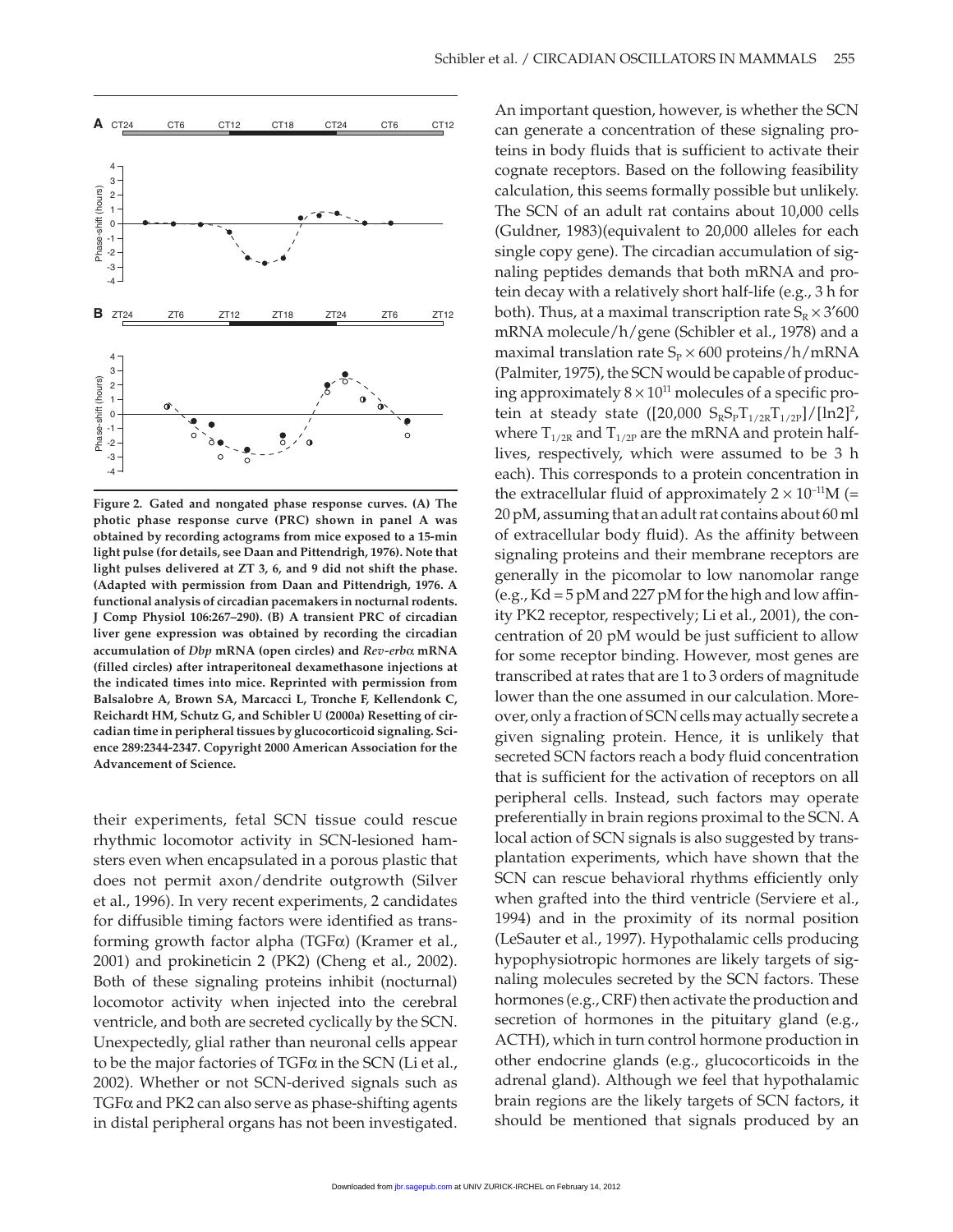Figure 2. Gated and nongated phase response curves. (A) The photic phase response curve (PRC) shown in panel A was obtained by recording actograms from mice exposed to a 15-min light pulse (for details, see Daan and Pittendrigh, 1976). Note that light pulses delivered at ZT 3, 6, and 9 did not shift the phase. (Adapted with permission from Daan and Pittendrigh, 1976. A functional analysis of circadian pacemakers in nocturnal rodents. J Comp Physiol 106:267–290). (B) A transient PRC of circadian liver gene expression was obtained by recording the circadian accumulation of *Dbp* mRNA (open circles) and *Rev-erbα* mRNA (filled circles) after intraperitoneal dexamethasone injections at the indicated times into mice. Reprinted with permission from Balsalobre A, Brown SA, Marcacci L, Tronche F, Kellendonk C, Reichardt HM, Schutz G, and Schibler U (2000a) Resetting of circadian time in peripheral tissues by glucocorticoid signaling. Science 289:2344-2347. Copyright 2000 American Association for the Advancement of Science.

their experiments, fetal SCN tissue could rescue rhythmic locomotor activity in SCN-lesioned hamsters even when encapsulated in a porous plastic that does not permit axon/dendrite outgrowth (Silver et al., 1996). In very recent experiments, 2 candidates for diffusible timing factors were identified as transforming growth factor alpha (TGFα) (Kramer et al., 2001) and prokineticin 2 (PK2) (Cheng et al., 2002). Both of these signaling proteins inhibit (nocturnal) locomotor activity when injected into the cerebral ventricle, and both are secreted cyclically by the SCN. Unexpectedly, glial rather than neuronal cells appear to be the major factories of TGFα in the SCN (Li et al., 2002). Whether or not SCN-derived signals such as TGFα and PK2 can also serve as phase-shifting agents in distal peripheral organs has not been investigated.

An important question, however, is whether the SCN can generate a concentration of these signaling proteins in body fluids that is sufficient to activate their cognate receptors. Based on the following feasibility calculation, this seems formally possible but unlikely. The SCN of an adult rat contains about 10,000 cells (Guldner, 1983)(equivalent to 20,000 alleles for each single copy gene). The circadian accumulation of signaling peptides demands that both mRNA and protein decay with a relatively short half-life (e.g., 3 h for both). Thus, at a maximal transcription rate $S_R \times 3'600$ mRNA molecule/h/gene (Schibler et al., 1978) and a maximal translation rate $S_P \times 600$ proteins/h/mRNA (Palmiter, 1975), the SCN would be capable of producing approximately $8 \times 10^{11}$ molecules of a specific protein at steady state ($[20{,}000\ S_R S_P T_{1/2R} T_{1/2P}]/[\ln 2]^2$, where $T_{1/2R}$ and $T_{1/2P}$ are the mRNA and protein half-lives, respectively, which were assumed to be 3 h each). This corresponds to a protein concentration in the extracellular fluid of approximately $2 \times 10^{-11}$M (= 20 pM, assuming that an adult rat contains about 60 ml of extracellular body fluid). As the affinity between signaling proteins and their membrane receptors are generally in the picomolar to low nanomolar range (e.g., Kd = 5 pM and 227 pM for the high and low affinity PK2 receptor, respectively; Li et al., 2001), the concentration of 20 pM would be just sufficient to allow for some receptor binding. However, most genes are transcribed at rates that are 1 to 3 orders of magnitude lower than the one assumed in our calculation. Moreover, only a fraction of SCN cells may actually secrete a given signaling protein. Hence, it is unlikely that secreted SCN factors reach a body fluid concentration that is sufficient for the activation of receptors on all peripheral cells. Instead, such factors may operate preferentially in brain regions proximal to the SCN. A local action of SCN signals is also suggested by transplantation experiments, which have shown that the SCN can rescue behavioral rhythms efficiently only when grafted into the third ventricle (Serviere et al., 1994) and in the proximity of its normal position (LeSauter et al., 1997). Hypothalamic cells producing hypophysiotropic hormones are likely targets of signaling molecules secreted by the SCN factors. These hormones (e.g., CRF) then activate the production and secretion of hormones in the pituitary gland (e.g., ACTH), which in turn control hormone production in other endocrine glands (e.g., glucocorticoids in the adrenal gland). Although we feel that hypothalamic brain regions are the likely targets of SCN factors, it should be mentioned that signals produced by an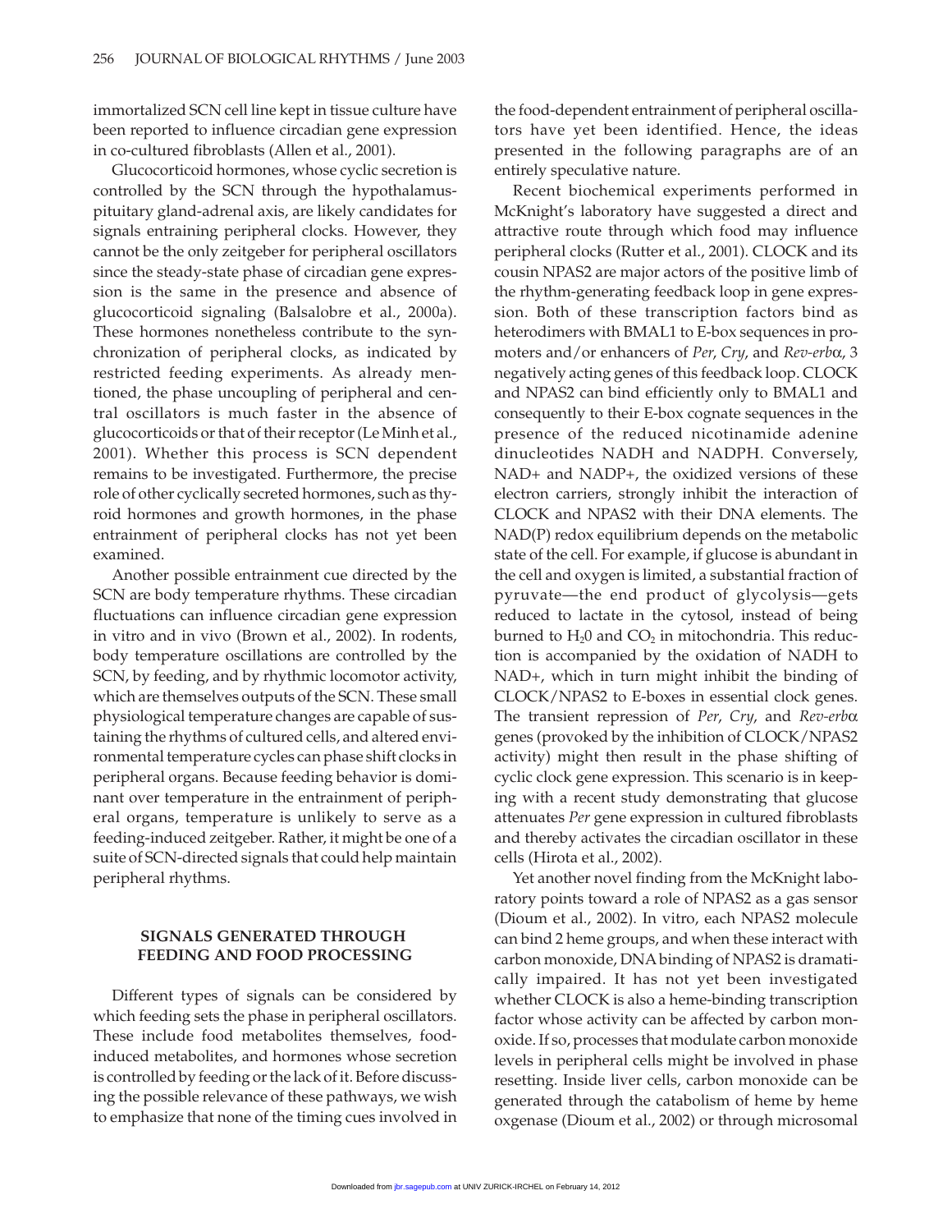immortalized SCN cell line kept in tissue culture have been reported to influence circadian gene expression in co-cultured fibroblasts (Allen et al., 2001).

Glucocorticoid hormones, whose cyclic secretion is controlled by the SCN through the hypothalamus-pituitary gland-adrenal axis, are likely candidates for signals entraining peripheral clocks. However, they cannot be the only zeitgeber for peripheral oscillators since the steady-state phase of circadian gene expression is the same in the presence and absence of glucocorticoid signaling (Balsalobre et al., 2000a). These hormones nonetheless contribute to the synchronization of peripheral clocks, as indicated by restricted feeding experiments. As already mentioned, the phase uncoupling of peripheral and central oscillators is much faster in the absence of glucocorticoids or that of their receptor (Le Minh et al., 2001). Whether this process is SCN dependent remains to be investigated. Furthermore, the precise role of other cyclically secreted hormones, such as thyroid hormones and growth hormones, in the phase entrainment of peripheral clocks has not yet been examined.

Another possible entrainment cue directed by the SCN are body temperature rhythms. These circadian fluctuations can influence circadian gene expression in vitro and in vivo (Brown et al., 2002). In rodents, body temperature oscillations are controlled by the SCN, by feeding, and by rhythmic locomotor activity, which are themselves outputs of the SCN. These small physiological temperature changes are capable of sustaining the rhythms of cultured cells, and altered environmental temperature cycles can phase shift clocks in peripheral organs. Because feeding behavior is dominant over temperature in the entrainment of peripheral organs, temperature is unlikely to serve as a feeding-induced zeitgeber. Rather, it might be one of a suite of SCN-directed signals that could help maintain peripheral rhythms.

## SIGNALS GENERATED THROUGH FEEDING AND FOOD PROCESSING

Different types of signals can be considered by which feeding sets the phase in peripheral oscillators. These include food metabolites themselves, food-induced metabolites, and hormones whose secretion is controlled by feeding or the lack of it. Before discussing the possible relevance of these pathways, we wish to emphasize that none of the timing cues involved in the food-dependent entrainment of peripheral oscillators have yet been identified. Hence, the ideas presented in the following paragraphs are of an entirely speculative nature.

Recent biochemical experiments performed in McKnight's laboratory have suggested a direct and attractive route through which food may influence peripheral clocks (Rutter et al., 2001). CLOCK and its cousin NPAS2 are major actors of the positive limb of the rhythm-generating feedback loop in gene expression. Both of these transcription factors bind as heterodimers with BMAL1 to E-box sequences in promoters and/or enhancers of *Per*, *Cry*, and *Rev-erbα*, 3 negatively acting genes of this feedback loop. CLOCK and NPAS2 can bind efficiently only to BMAL1 and consequently to their E-box cognate sequences in the presence of the reduced nicotinamide adenine dinucleotides NADH and NADPH. Conversely, NAD+ and NADP+, the oxidized versions of these electron carriers, strongly inhibit the interaction of CLOCK and NPAS2 with their DNA elements. The NAD(P) redox equilibrium depends on the metabolic state of the cell. For example, if glucose is abundant in the cell and oxygen is limited, a substantial fraction of pyruvate—the end product of glycolysis—gets reduced to lactate in the cytosol, instead of being burned to $H_20$ and $CO_2$ in mitochondria. This reduction is accompanied by the oxidation of NADH to NAD+, which in turn might inhibit the binding of CLOCK/NPAS2 to E-boxes in essential clock genes. The transient repression of *Per*, *Cry*, and *Rev-erbα* genes (provoked by the inhibition of CLOCK/NPAS2 activity) might then result in the phase shifting of cyclic clock gene expression. This scenario is in keeping with a recent study demonstrating that glucose attenuates *Per* gene expression in cultured fibroblasts and thereby activates the circadian oscillator in these cells (Hirota et al., 2002).

Yet another novel finding from the McKnight laboratory points toward a role of NPAS2 as a gas sensor (Dioum et al., 2002). In vitro, each NPAS2 molecule can bind 2 heme groups, and when these interact with carbon monoxide, DNA binding of NPAS2 is dramatically impaired. It has not yet been investigated whether CLOCK is also a heme-binding transcription factor whose activity can be affected by carbon monoxide. If so, processes that modulate carbon monoxide levels in peripheral cells might be involved in phase resetting. Inside liver cells, carbon monoxide can be generated through the catabolism of heme by heme oxgenase (Dioum et al., 2002) or through microsomal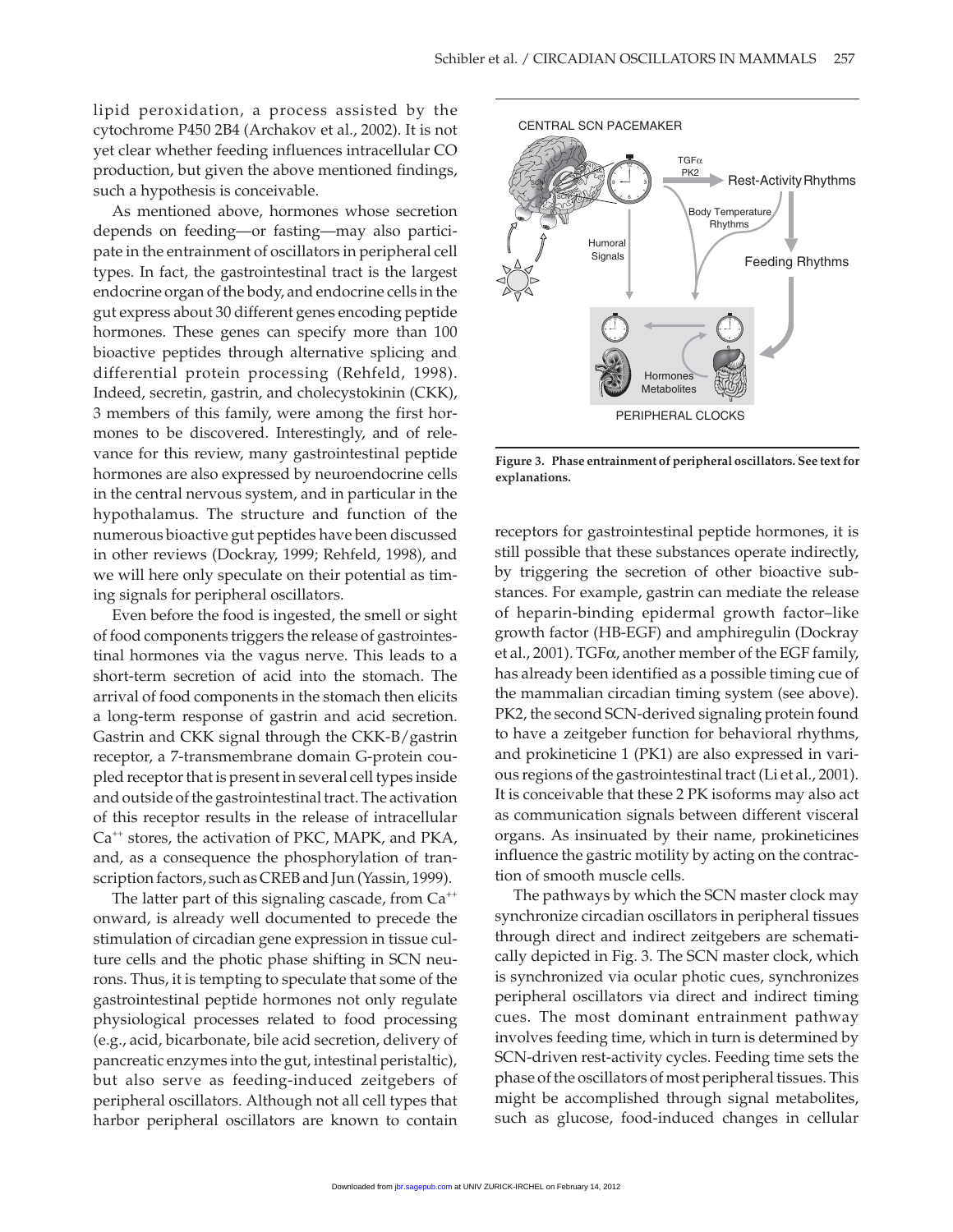lipid peroxidation, a process assisted by the cytochrome P450 2B4 (Archakov et al., 2002). It is not yet clear whether feeding influences intracellular CO production, but given the above mentioned findings, such a hypothesis is conceivable.

As mentioned above, hormones whose secretion depends on feeding—or fasting—may also participate in the entrainment of oscillators in peripheral cell types. In fact, the gastrointestinal tract is the largest endocrine organ of the body, and endocrine cells in the gut express about 30 different genes encoding peptide hormones. These genes can specify more than 100 bioactive peptides through alternative splicing and differential protein processing (Rehfeld, 1998). Indeed, secretin, gastrin, and cholecystokinin (CKK), 3 members of this family, were among the first hormones to be discovered. Interestingly, and of relevance for this review, many gastrointestinal peptide hormones are also expressed by neuroendocrine cells in the central nervous system, and in particular in the hypothalamus. The structure and function of the numerous bioactive gut peptides have been discussed in other reviews (Dockray, 1999; Rehfeld, 1998), and we will here only speculate on their potential as timing signals for peripheral oscillators.

Even before the food is ingested, the smell or sight of food components triggers the release of gastrointestinal hormones via the vagus nerve. This leads to a short-term secretion of acid into the stomach. The arrival of food components in the stomach then elicits a long-term response of gastrin and acid secretion. Gastrin and CKK signal through the CKK-B/gastrin receptor, a 7-transmembrane domain G-protein coupled receptor that is present in several cell types inside and outside of the gastrointestinal tract. The activation of this receptor results in the release of intracellular $Ca^{++}$ stores, the activation of PKC, MAPK, and PKA, and, as a consequence the phosphorylation of transcription factors, such as CREB and Jun (Yassin, 1999).

The latter part of this signaling cascade, from $Ca^{++}$ onward, is already well documented to precede the stimulation of circadian gene expression in tissue culture cells and the photic phase shifting in SCN neurons. Thus, it is tempting to speculate that some of the gastrointestinal peptide hormones not only regulate physiological processes related to food processing (e.g., acid, bicarbonate, bile acid secretion, delivery of pancreatic enzymes into the gut, intestinal peristaltic), but also serve as feeding-induced zeitgebers of peripheral oscillators. Although not all cell types that harbor peripheral oscillators are known to contain

CENTRAL SCN PACEMAKER

TGFα
PK2
Rest-Activity Rhythms
Body Temperature Rhythms
Humoral Signals
Feeding Rhythms
Hormones
Metabolites
PERIPHERAL CLOCKS

**Figure 3. Phase entrainment of peripheral oscillators. See text for explanations.**

receptors for gastrointestinal peptide hormones, it is still possible that these substances operate indirectly, by triggering the secretion of other bioactive substances. For example, gastrin can mediate the release of heparin-binding epidermal growth factor–like growth factor (HB-EGF) and amphiregulin (Dockray et al., 2001). TGFα, another member of the EGF family, has already been identified as a possible timing cue of the mammalian circadian timing system (see above). PK2, the second SCN-derived signaling protein found to have a zeitgeber function for behavioral rhythms, and prokineticine 1 (PK1) are also expressed in various regions of the gastrointestinal tract (Li et al., 2001). It is conceivable that these 2 PK isoforms may also act as communication signals between different visceral organs. As insinuated by their name, prokineticines influence the gastric motility by acting on the contraction of smooth muscle cells.

The pathways by which the SCN master clock may synchronize circadian oscillators in peripheral tissues through direct and indirect zeitgebers are schematically depicted in Fig. 3. The SCN master clock, which is synchronized via ocular photic cues, synchronizes peripheral oscillators via direct and indirect timing cues. The most dominant entrainment pathway involves feeding time, which in turn is determined by SCN-driven rest-activity cycles. Feeding time sets the phase of the oscillators of most peripheral tissues. This might be accomplished through signal metabolites, such as glucose, food-induced changes in cellular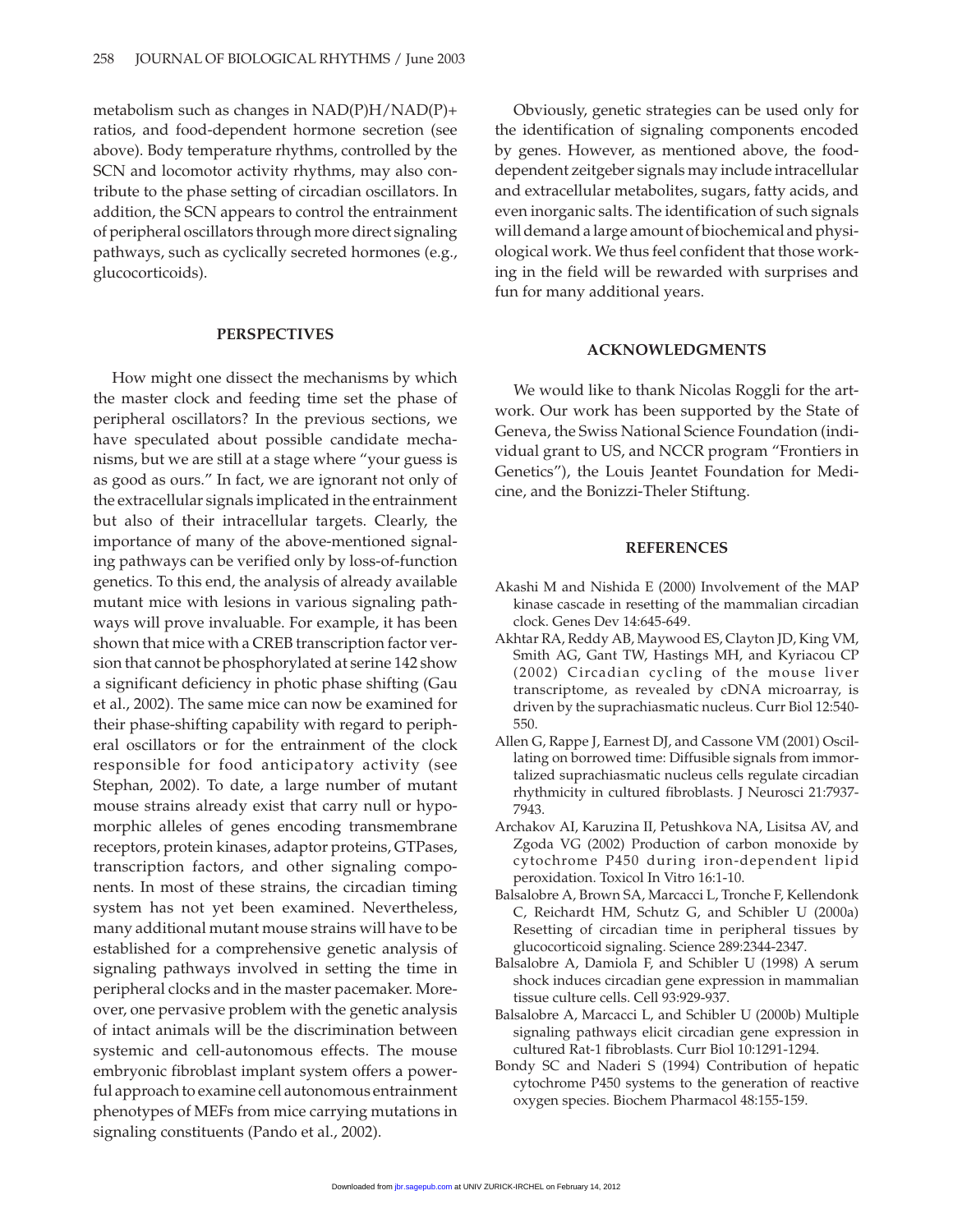metabolism such as changes in NAD(P)H/NAD(P)+ ratios, and food-dependent hormone secretion (see above). Body temperature rhythms, controlled by the SCN and locomotor activity rhythms, may also contribute to the phase setting of circadian oscillators. In addition, the SCN appears to control the entrainment of peripheral oscillators through more direct signaling pathways, such as cyclically secreted hormones (e.g., glucocorticoids).

## PERSPECTIVES

How might one dissect the mechanisms by which the master clock and feeding time set the phase of peripheral oscillators? In the previous sections, we have speculated about possible candidate mechanisms, but we are still at a stage where "your guess is as good as ours." In fact, we are ignorant not only of the extracellular signals implicated in the entrainment but also of their intracellular targets. Clearly, the importance of many of the above-mentioned signaling pathways can be verified only by loss-of-function genetics. To this end, the analysis of already available mutant mice with lesions in various signaling pathways will prove invaluable. For example, it has been shown that mice with a CREB transcription factor version that cannot be phosphorylated at serine 142 show a significant deficiency in photic phase shifting (Gau et al., 2002). The same mice can now be examined for their phase-shifting capability with regard to peripheral oscillators or for the entrainment of the clock responsible for food anticipatory activity (see Stephan, 2002). To date, a large number of mutant mouse strains already exist that carry null or hypomorphic alleles of genes encoding transmembrane receptors, protein kinases, adaptor proteins, GTPases, transcription factors, and other signaling components. In most of these strains, the circadian timing system has not yet been examined. Nevertheless, many additional mutant mouse strains will have to be established for a comprehensive genetic analysis of signaling pathways involved in setting the time in peripheral clocks and in the master pacemaker. Moreover, one pervasive problem with the genetic analysis of intact animals will be the discrimination between systemic and cell-autonomous effects. The mouse embryonic fibroblast implant system offers a powerful approach to examine cell autonomous entrainment phenotypes of MEFs from mice carrying mutations in signaling constituents (Pando et al., 2002).

Obviously, genetic strategies can be used only for the identification of signaling components encoded by genes. However, as mentioned above, the food-dependent zeitgeber signals may include intracellular and extracellular metabolites, sugars, fatty acids, and even inorganic salts. The identification of such signals will demand a large amount of biochemical and physiological work. We thus feel confident that those working in the field will be rewarded with surprises and fun for many additional years.

## ACKNOWLEDGMENTS

We would like to thank Nicolas Roggli for the artwork. Our work has been supported by the State of Geneva, the Swiss National Science Foundation (individual grant to US, and NCCR program "Frontiers in Genetics"), the Louis Jeantet Foundation for Medicine, and the Bonizzi-Theler Stiftung.

## REFERENCES

Akashi M and Nishida E (2000) Involvement of the MAP kinase cascade in resetting of the mammalian circadian clock. Genes Dev 14:645-649.

Akhtar RA, Reddy AB, Maywood ES, Clayton JD, King VM, Smith AG, Gant TW, Hastings MH, and Kyriacou CP (2002) Circadian cycling of the mouse liver transcriptome, as revealed by cDNA microarray, is driven by the suprachiasmatic nucleus. Curr Biol 12:540-550.

Allen G, Rappe J, Earnest DJ, and Cassone VM (2001) Oscillating on borrowed time: Diffusible signals from immortalized suprachiasmatic nucleus cells regulate circadian rhythmicity in cultured fibroblasts. J Neurosci 21:7937-7943.

Archakov AI, Karuzina II, Petushkova NA, Lisitsa AV, and Zgoda VG (2002) Production of carbon monoxide by cytochrome P450 during iron-dependent lipid peroxidation. Toxicol In Vitro 16:1-10.

Balsalobre A, Brown SA, Marcacci L, Tronche F, Kellendonk C, Reichardt HM, Schutz G, and Schibler U (2000a) Resetting of circadian time in peripheral tissues by glucocorticoid signaling. Science 289:2344-2347.

Balsalobre A, Damiola F, and Schibler U (1998) A serum shock induces circadian gene expression in mammalian tissue culture cells. Cell 93:929-937.

Balsalobre A, Marcacci L, and Schibler U (2000b) Multiple signaling pathways elicit circadian gene expression in cultured Rat-1 fibroblasts. Curr Biol 10:1291-1294.

Bondy SC and Naderi S (1994) Contribution of hepatic cytochrome P450 systems to the generation of reactive oxygen species. Biochem Pharmacol 48:155-159.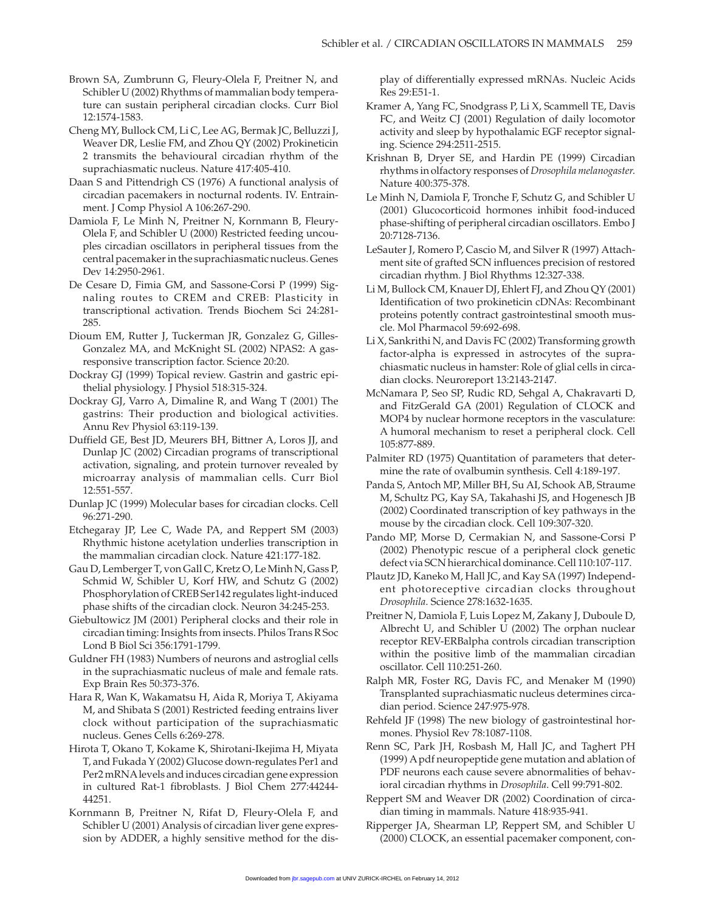Brown SA, Zumbrunn G, Fleury-Olela F, Preitner N, and Schibler U (2002) Rhythms of mammalian body temperature can sustain peripheral circadian clocks. Curr Biol 12:1574-1583.

Cheng MY, Bullock CM, Li C, Lee AG, Bermak JC, Belluzzi J, Weaver DR, Leslie FM, and Zhou QY (2002) Prokineticin 2 transmits the behavioural circadian rhythm of the suprachiasmatic nucleus. Nature 417:405-410.

Daan S and Pittendrigh CS (1976) A functional analysis of circadian pacemakers in nocturnal rodents. IV. Entrainment. J Comp Physiol A 106:267-290.

Damiola F, Le Minh N, Preitner N, Kornmann B, Fleury-Olela F, and Schibler U (2000) Restricted feeding uncouples circadian oscillators in peripheral tissues from the central pacemaker in the suprachiasmatic nucleus. Genes Dev 14:2950-2961.

De Cesare D, Fimia GM, and Sassone-Corsi P (1999) Signaling routes to CREM and CREB: Plasticity in transcriptional activation. Trends Biochem Sci 24:281-285.

Dioum EM, Rutter J, Tuckerman JR, Gonzalez G, Gilles-Gonzalez MA, and McKnight SL (2002) NPAS2: A gas-responsive transcription factor. Science 20:20.

Dockray GJ (1999) Topical review. Gastrin and gastric epithelial physiology. J Physiol 518:315-324.

Dockray GJ, Varro A, Dimaline R, and Wang T (2001) The gastrins: Their production and biological activities. Annu Rev Physiol 63:119-139.

Duffield GE, Best JD, Meurers BH, Bittner A, Loros JJ, and Dunlap JC (2002) Circadian programs of transcriptional activation, signaling, and protein turnover revealed by microarray analysis of mammalian cells. Curr Biol 12:551-557.

Dunlap JC (1999) Molecular bases for circadian clocks. Cell 96:271-290.

Etchegaray JP, Lee C, Wade PA, and Reppert SM (2003) Rhythmic histone acetylation underlies transcription in the mammalian circadian clock. Nature 421:177-182.

Gau D, Lemberger T, von Gall C, Kretz O, Le Minh N, Gass P, Schmid W, Schibler U, Korf HW, and Schutz G (2002) Phosphorylation of CREB Ser142 regulates light-induced phase shifts of the circadian clock. Neuron 34:245-253.

Giebultowicz JM (2001) Peripheral clocks and their role in circadian timing: Insights from insects. Philos Trans R Soc Lond B Biol Sci 356:1791-1799.

Guldner FH (1983) Numbers of neurons and astroglial cells in the suprachiasmatic nucleus of male and female rats. Exp Brain Res 50:373-376.

Hara R, Wan K, Wakamatsu H, Aida R, Moriya T, Akiyama M, and Shibata S (2001) Restricted feeding entrains liver clock without participation of the suprachiasmatic nucleus. Genes Cells 6:269-278.

Hirota T, Okano T, Kokame K, Shirotani-Ikejima H, Miyata T, and Fukada Y (2002) Glucose down-regulates Per1 and Per2 mRNA levels and induces circadian gene expression in cultured Rat-1 fibroblasts. J Biol Chem 277:44244-44251.

Kornmann B, Preitner N, Rifat D, Fleury-Olela F, and Schibler U (2001) Analysis of circadian liver gene expression by ADDER, a highly sensitive method for the display of differentially expressed mRNAs. Nucleic Acids Res 29:E51-1.

Kramer A, Yang FC, Snodgrass P, Li X, Scammell TE, Davis FC, and Weitz CJ (2001) Regulation of daily locomotor activity and sleep by hypothalamic EGF receptor signaling. Science 294:2511-2515.

Krishnan B, Dryer SE, and Hardin PE (1999) Circadian rhythms in olfactory responses of *Drosophila melanogaster*. Nature 400:375-378.

Le Minh N, Damiola F, Tronche F, Schutz G, and Schibler U (2001) Glucocorticoid hormones inhibit food-induced phase-shifting of peripheral circadian oscillators. Embo J 20:7128-7136.

LeSauter J, Romero P, Cascio M, and Silver R (1997) Attachment site of grafted SCN influences precision of restored circadian rhythm. J Biol Rhythms 12:327-338.

Li M, Bullock CM, Knauer DJ, Ehlert FJ, and Zhou QY (2001) Identification of two prokineticin cDNAs: Recombinant proteins potently contract gastrointestinal smooth muscle. Mol Pharmacol 59:692-698.

Li X, Sankrithi N, and Davis FC (2002) Transforming growth factor-alpha is expressed in astrocytes of the suprachiasmatic nucleus in hamster: Role of glial cells in circadian clocks. Neuroreport 13:2143-2147.

McNamara P, Seo SP, Rudic RD, Sehgal A, Chakravarti D, and FitzGerald GA (2001) Regulation of CLOCK and MOP4 by nuclear hormone receptors in the vasculature: A humoral mechanism to reset a peripheral clock. Cell 105:877-889.

Palmiter RD (1975) Quantitation of parameters that determine the rate of ovalbumin synthesis. Cell 4:189-197.

Panda S, Antoch MP, Miller BH, Su AI, Schook AB, Straume M, Schultz PG, Kay SA, Takahashi JS, and Hogenesch JB (2002) Coordinated transcription of key pathways in the mouse by the circadian clock. Cell 109:307-320.

Pando MP, Morse D, Cermakian N, and Sassone-Corsi P (2002) Phenotypic rescue of a peripheral clock genetic defect via SCN hierarchical dominance. Cell 110:107-117.

Plautz JD, Kaneko M, Hall JC, and Kay SA (1997) Independent photoreceptive circadian clocks throughout *Drosophila*. Science 278:1632-1635.

Preitner N, Damiola F, Luis Lopez M, Zakany J, Duboule D, Albrecht U, and Schibler U (2002) The orphan nuclear receptor REV-ERBalpha controls circadian transcription within the positive limb of the mammalian circadian oscillator. Cell 110:251-260.

Ralph MR, Foster RG, Davis FC, and Menaker M (1990) Transplanted suprachiasmatic nucleus determines circadian period. Science 247:975-978.

Rehfeld JF (1998) The new biology of gastrointestinal hormones. Physiol Rev 78:1087-1108.

Renn SC, Park JH, Rosbash M, Hall JC, and Taghert PH (1999) A pdf neuropeptide gene mutation and ablation of PDF neurons each cause severe abnormalities of behavioral circadian rhythms in *Drosophila*. Cell 99:791-802.

Reppert SM and Weaver DR (2002) Coordination of circadian timing in mammals. Nature 418:935-941.

Ripperger JA, Shearman LP, Reppert SM, and Schibler U (2000) CLOCK, an essential pacemaker component, con-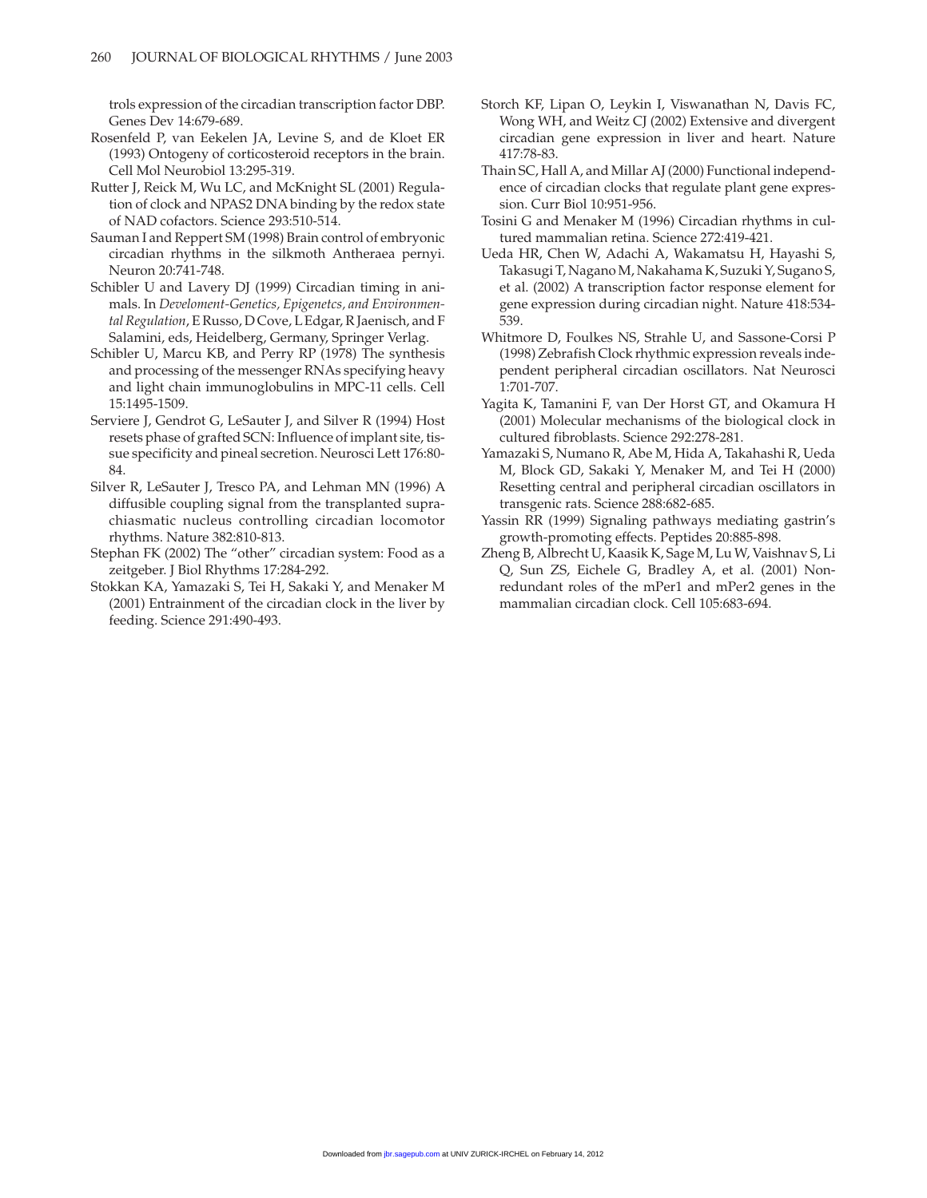trols expression of the circadian transcription factor DBP. Genes Dev 14:679-689.

Rosenfeld P, van Eekelen JA, Levine S, and de Kloet ER (1993) Ontogeny of corticosteroid receptors in the brain. Cell Mol Neurobiol 13:295-319.

Rutter J, Reick M, Wu LC, and McKnight SL (2001) Regulation of clock and NPAS2 DNA binding by the redox state of NAD cofactors. Science 293:510-514.

Sauman I and Reppert SM (1998) Brain control of embryonic circadian rhythms in the silkmoth Antheraea pernyi. Neuron 20:741-748.

Schibler U and Lavery DJ (1999) Circadian timing in animals. In *Develoment-Genetics, Epigenetcs, and Environmental Regulation*, E Russo, D Cove, L Edgar, R Jaenisch, and F Salamini, eds, Heidelberg, Germany, Springer Verlag.

Schibler U, Marcu KB, and Perry RP (1978) The synthesis and processing of the messenger RNAs specifying heavy and light chain immunoglobulins in MPC-11 cells. Cell 15:1495-1509.

Serviere J, Gendrot G, LeSauter J, and Silver R (1994) Host resets phase of grafted SCN: Influence of implant site, tissue specificity and pineal secretion. Neurosci Lett 176:80-84.

Silver R, LeSauter J, Tresco PA, and Lehman MN (1996) A diffusible coupling signal from the transplanted suprachiasmatic nucleus controlling circadian locomotor rhythms. Nature 382:810-813.

Stephan FK (2002) The "other" circadian system: Food as a zeitgeber. J Biol Rhythms 17:284-292.

Stokkan KA, Yamazaki S, Tei H, Sakaki Y, and Menaker M (2001) Entrainment of the circadian clock in the liver by feeding. Science 291:490-493.

Storch KF, Lipan O, Leykin I, Viswanathan N, Davis FC, Wong WH, and Weitz CJ (2002) Extensive and divergent circadian gene expression in liver and heart. Nature 417:78-83.

Thain SC, Hall A, and Millar AJ (2000) Functional independence of circadian clocks that regulate plant gene expression. Curr Biol 10:951-956.

Tosini G and Menaker M (1996) Circadian rhythms in cultured mammalian retina. Science 272:419-421.

Ueda HR, Chen W, Adachi A, Wakamatsu H, Hayashi S, Takasugi T, Nagano M, Nakahama K, Suzuki Y, Sugano S, et al. (2002) A transcription factor response element for gene expression during circadian night. Nature 418:534-539.

Whitmore D, Foulkes NS, Strahle U, and Sassone-Corsi P (1998) Zebrafish Clock rhythmic expression reveals independent peripheral circadian oscillators. Nat Neurosci 1:701-707.

Yagita K, Tamanini F, van Der Horst GT, and Okamura H (2001) Molecular mechanisms of the biological clock in cultured fibroblasts. Science 292:278-281.

Yamazaki S, Numano R, Abe M, Hida A, Takahashi R, Ueda M, Block GD, Sakaki Y, Menaker M, and Tei H (2000) Resetting central and peripheral circadian oscillators in transgenic rats. Science 288:682-685.

Yassin RR (1999) Signaling pathways mediating gastrin's growth-promoting effects. Peptides 20:885-898.

Zheng B, Albrecht U, Kaasik K, Sage M, Lu W, Vaishnav S, Li Q, Sun ZS, Eichele G, Bradley A, et al. (2001) Nonredundant roles of the mPer1 and mPer2 genes in the mammalian circadian clock. Cell 105:683-694.